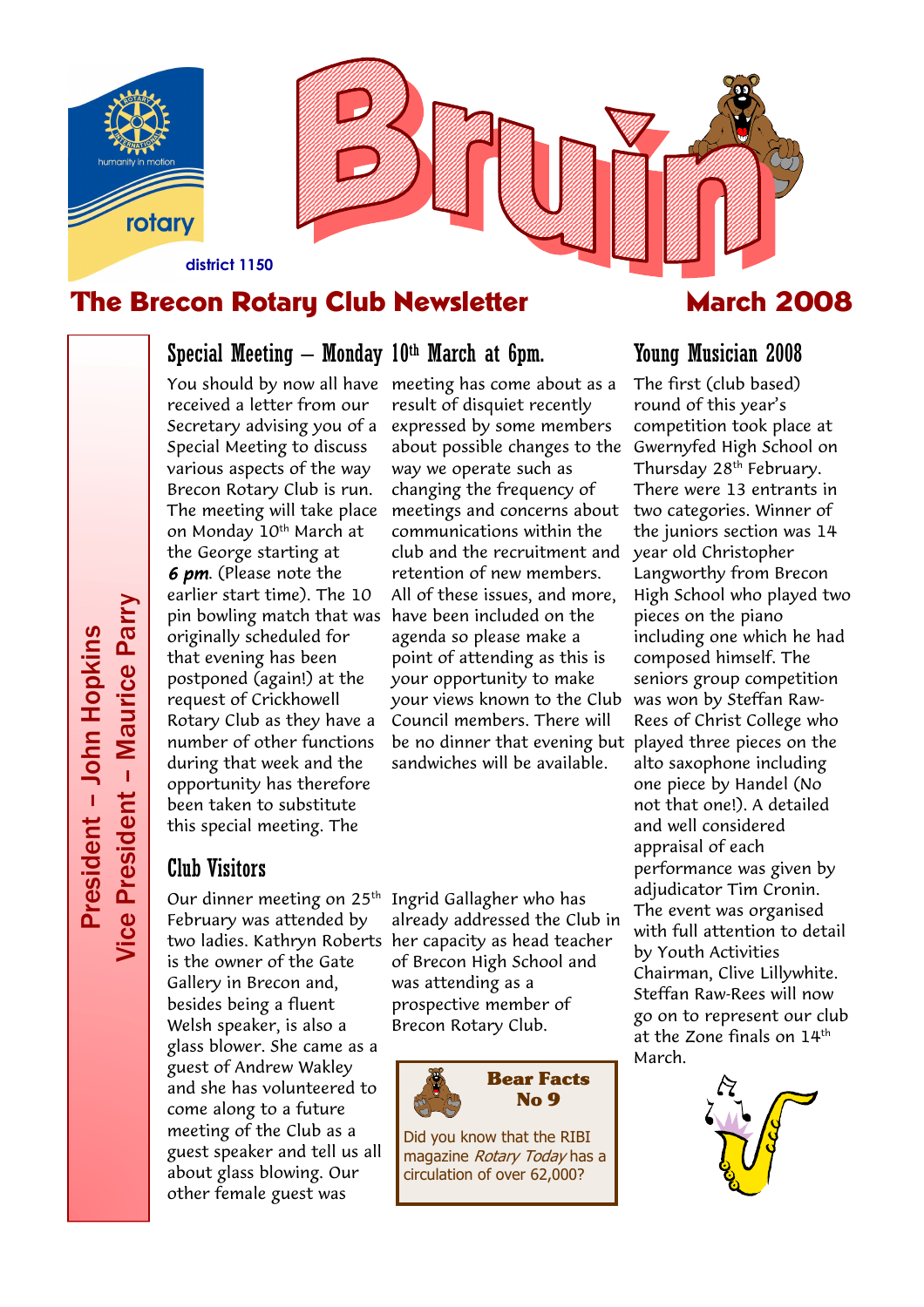rotary

humanity in motion

district 1150

# Bruin

## The Brecon Rotary Club Newsletter — March 2008

President – John Hopkins
Vice President – Maurice Parry

### Special Meeting – Monday 10th March at 6pm.

You should by now all have received a letter from our Secretary advising you of a Special Meeting to discuss various aspects of the way Brecon Rotary Club is run. The meeting will take place on Monday 10th March at the George starting at ***6 pm***. (Please note the earlier start time). The 10 pin bowling match that was originally scheduled for that evening has been postponed (again!) at the request of Crickhowell Rotary Club as they have a number of other functions during that week and the opportunity has therefore been taken to substitute this special meeting. The meeting has come about as a result of disquiet recently expressed by some members about possible changes to the way we operate such as changing the frequency of meetings and concerns about communications within the club and the recruitment and retention of new members. All of these issues, and more, have been included on the agenda so please make a point of attending as this is your opportunity to make your views known to the Club Council members. There will be no dinner that evening but sandwiches will be available.

### Club Visitors

Our dinner meeting on 25th February was attended by two ladies. Kathryn Roberts is the owner of the Gate Gallery in Brecon and, besides being a fluent Welsh speaker, is also a glass blower. She came as a guest of Andrew Wakley and she has volunteered to come along to a future meeting of the Club as a guest speaker and tell us all about glass blowing. Our other female guest was Ingrid Gallagher who has already addressed the Club in her capacity as head teacher of Brecon High School and was attending as a prospective member of Brecon Rotary Club.

**Bear Facts No 9**

Did you know that the RIBI magazine *Rotary Today* has a circulation of over 62,000?

### Young Musician 2008

The first (club based) round of this year's competition took place at Gwernyfed High School on Thursday 28th February. There were 13 entrants in two categories. Winner of the juniors section was 14 year old Christopher Langworthy from Brecon High School who played two pieces on the piano including one which he had composed himself. The seniors group competition was won by Steffan Raw-Rees of Christ College who played three pieces on the alto saxophone including one piece by Handel (No not that one!). A detailed and well considered appraisal of each performance was given by adjudicator Tim Cronin. The event was organised with full attention to detail by Youth Activities Chairman, Clive Lillywhite. Steffan Raw-Rees will now go on to represent our club at the Zone finals on 14th March.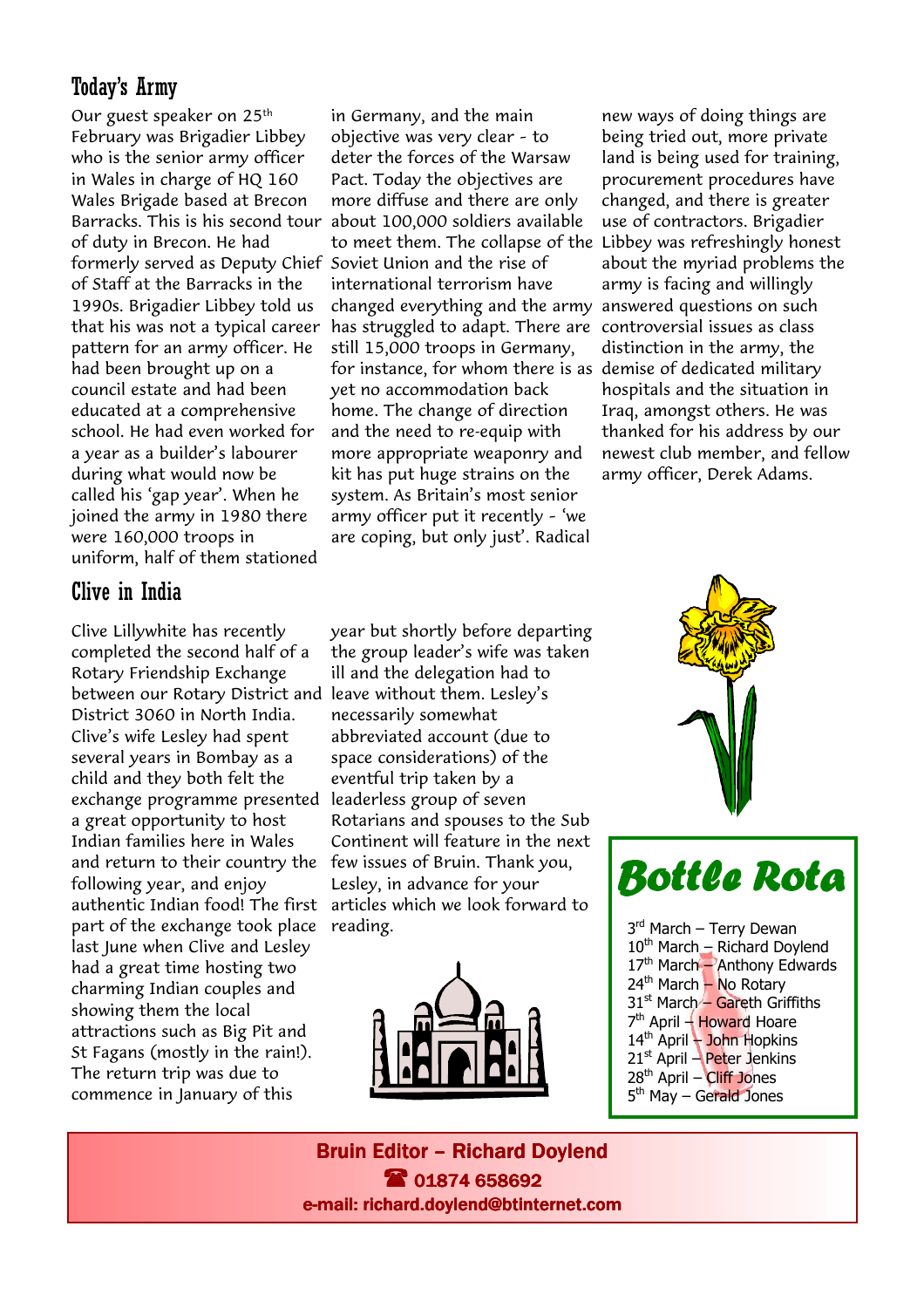## Today's Army

Our guest speaker on 25th February was Brigadier Libbey who is the senior army officer in Wales in charge of HQ 160 Wales Brigade based at Brecon Barracks. This is his second tour of duty in Brecon. He had formerly served as Deputy Chief of Staff at the Barracks in the 1990s. Brigadier Libbey told us that his was not a typical career pattern for an army officer. He had been brought up on a council estate and had been educated at a comprehensive school. He had even worked for a year as a builder's labourer during what would now be called his 'gap year'. When he joined the army in 1980 there were 160,000 troops in uniform, half of them stationed in Germany, and the main objective was very clear - to deter the forces of the Warsaw Pact. Today the objectives are more diffuse and there are only about 100,000 soldiers available to meet them. The collapse of the Soviet Union and the rise of international terrorism have changed everything and the army has struggled to adapt. There are still 15,000 troops in Germany, for instance, for whom there is as yet no accommodation back home. The change of direction and the need to re-equip with more appropriate weaponry and kit has put huge strains on the system. As Britain's most senior army officer put it recently - 'we are coping, but only just'. Radical new ways of doing things are being tried out, more private land is being used for training, procurement procedures have changed, and there is greater use of contractors. Brigadier Libbey was refreshingly honest about the myriad problems the army is facing and willingly answered questions on such controversial issues as class distinction in the army, the demise of dedicated military hospitals and the situation in Iraq, amongst others. He was thanked for his address by our newest club member, and fellow army officer, Derek Adams.

## Clive in India

Clive Lillywhite has recently completed the second half of a Rotary Friendship Exchange between our Rotary District and District 3060 in North India. Clive's wife Lesley had spent several years in Bombay as a child and they both felt the exchange programme presented a great opportunity to host Indian families here in Wales and return to their country the following year, and enjoy authentic Indian food! The first part of the exchange took place last June when Clive and Lesley had a great time hosting two charming Indian couples and showing them the local attractions such as Big Pit and St Fagans (mostly in the rain!). The return trip was due to commence in January of this year but shortly before departing the group leader's wife was taken ill and the delegation had to leave without them. Lesley's necessarily somewhat abbreviated account (due to space considerations) of the eventful trip taken by a leaderless group of seven Rotarians and spouses to the Sub Continent will feature in the next few issues of Bruin. Thank you, Lesley, in advance for your articles which we look forward to reading.

## Bottle Rota

3rd March – Terry Dewan
10th March – Richard Doylend
17th March – Anthony Edwards
24th March – No Rotary
31st March – Gareth Griffiths
7th April – Howard Hoare
14th April – John Hopkins
21st April – Peter Jenkins
28th April – Cliff Jones
5th May – Gerald Jones

**Bruin Editor – Richard Doylend**
**☎ 01874 658692**
**e-mail: richard.doylend@btinternet.com**